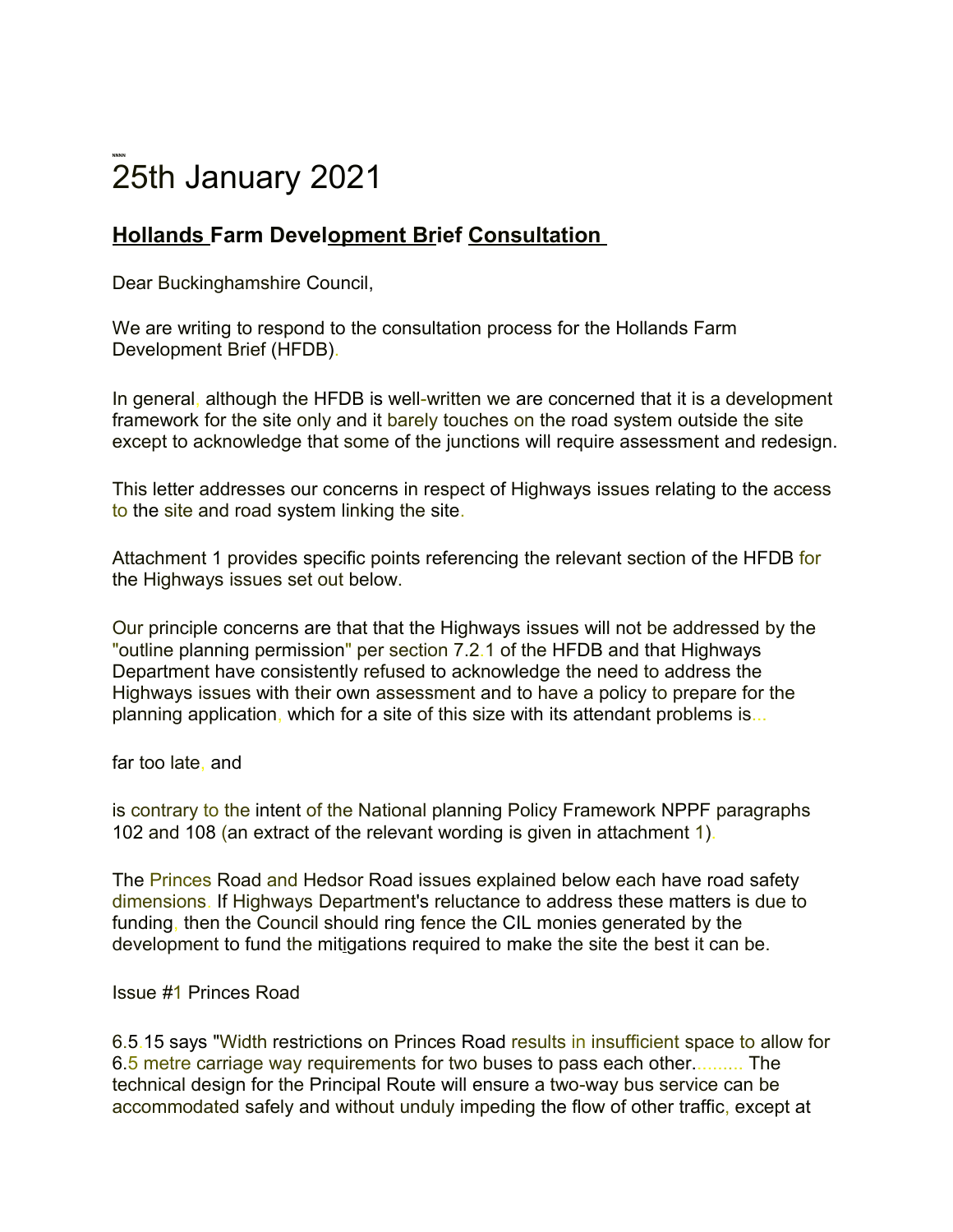25th January 2021

## Hollands Farm Development Brief Consultation

Dear Buckinghamshire Council,

We are writing to respond to the consultation process for the Hollands Farm Development Brief (HFDB).

In general, although the HFDB is well-written we are concerned that it is a development framework for the site only and it barely touches on the road system outside the site except to acknowledge that some of the junctions will require assessment and redesign.

This letter addresses our concerns in respect of Highways issues relating to the access to the site and road system linking the site.

Attachment 1 provides specific points referencing the relevant section of the HFDB for the Highways issues set out below.

Our principle concerns are that that the Highways issues will not be addressed by the "outline planning permission" per section 7.2.1 of the HFDB and that Highways Department have consistently refused to acknowledge the need to address the Highways issues with their own assessment and to have a policy to prepare for the planning application, which for a site of this size with its attendant problems is...

far too late, and

is contrary to the intent of the National planning Policy Framework NPPF paragraphs 102 and 108 (an extract of the relevant wording is given in attachment 1).

The Princes Road and Hedsor Road issues explained below each have road safety dimensions. If Highways Department's reluctance to address these matters is due to funding, then the Council should ring fence the CIL monies generated by the development to fund the mitigations required to make the site the best it can be.

Issue #1 Princes Road

6.5.15 says "Width restrictions on Princes Road results in insufficient space to allow for 6.5 metre carriage way requirements for two buses to pass each other.......... The technical design for the Principal Route will ensure a two-way bus service can be accommodated safely and without unduly impeding the flow of other traffic, except at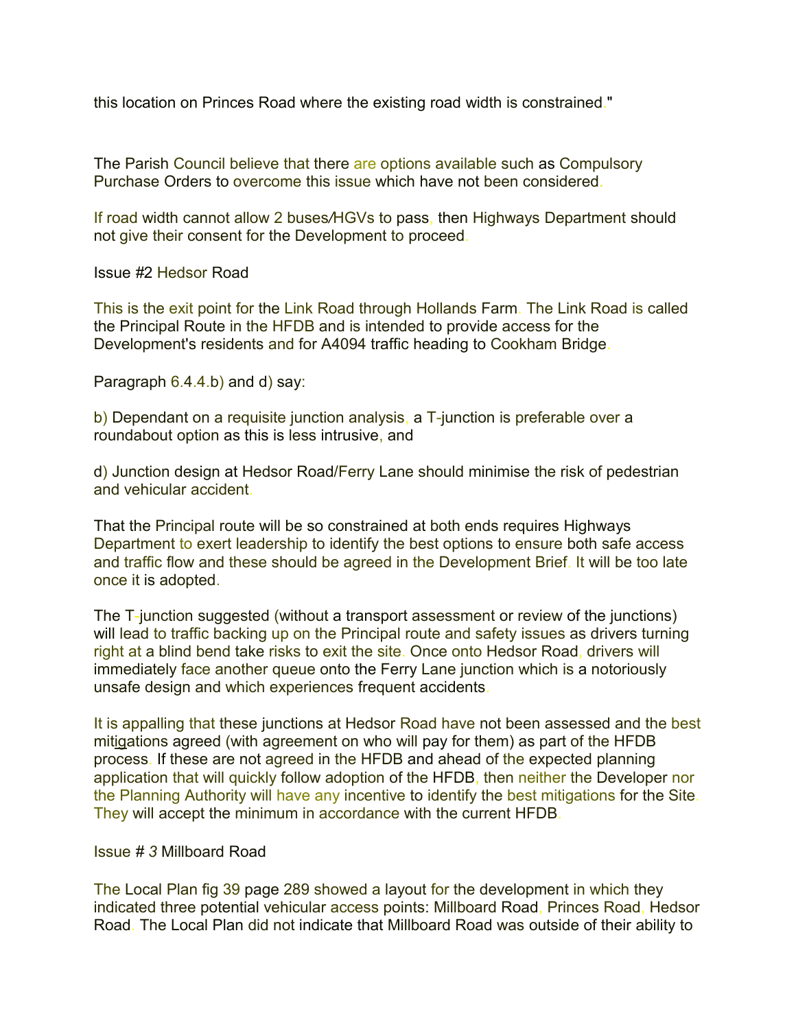this location on Princes Road where the existing road width is constrained."

The Parish Council believe that there are options available such as Compulsory Purchase Orders to overcome this issue which have not been considered.

If road width cannot allow 2 buses/HGVs to pass, then Highways Department should not give their consent for the Development to proceed.

Issue #2 Hedsor Road

This is the exit point for the Link Road through Hollands Farm. The Link Road is called the Principal Route in the HFDB and is intended to provide access for the Development's residents and for A4094 traffic heading to Cookham Bridge.

Paragraph 6.4.4.b) and d) say:

b) Dependant on a requisite junction analysis, a T-junction is preferable over a roundabout option as this is less intrusive, and

d) Junction design at Hedsor Road/Ferry Lane should minimise the risk of pedestrian and vehicular accident.

That the Principal route will be so constrained at both ends requires Highways Department to exert leadership to identify the best options to ensure both safe access and traffic flow and these should be agreed in the Development Brief. It will be too late once it is adopted.

The T-junction suggested (without a transport assessment or review of the junctions) will lead to traffic backing up on the Principal route and safety issues as drivers turning right at a blind bend take risks to exit the site. Once onto Hedsor Road, drivers will immediately face another queue onto the Ferry Lane junction which is a notoriously unsafe design and which experiences frequent accidents.

It is appalling that these junctions at Hedsor Road have not been assessed and the best mitigations agreed (with agreement on who will pay for them) as part of the HFDB process. If these are not agreed in the HFDB and ahead of the expected planning application that will quickly follow adoption of the HFDB, then neither the Developer nor the Planning Authority will have any incentive to identify the best mitigations for the Site. They will accept the minimum in accordance with the current HFDB.

Issue # *3* Millboard Road

The Local Plan fig 39 page 289 showed a layout for the development in which they indicated three potential vehicular access points: Millboard Road, Princes Road, Hedsor Road. The Local Plan did not indicate that Millboard Road was outside of their ability to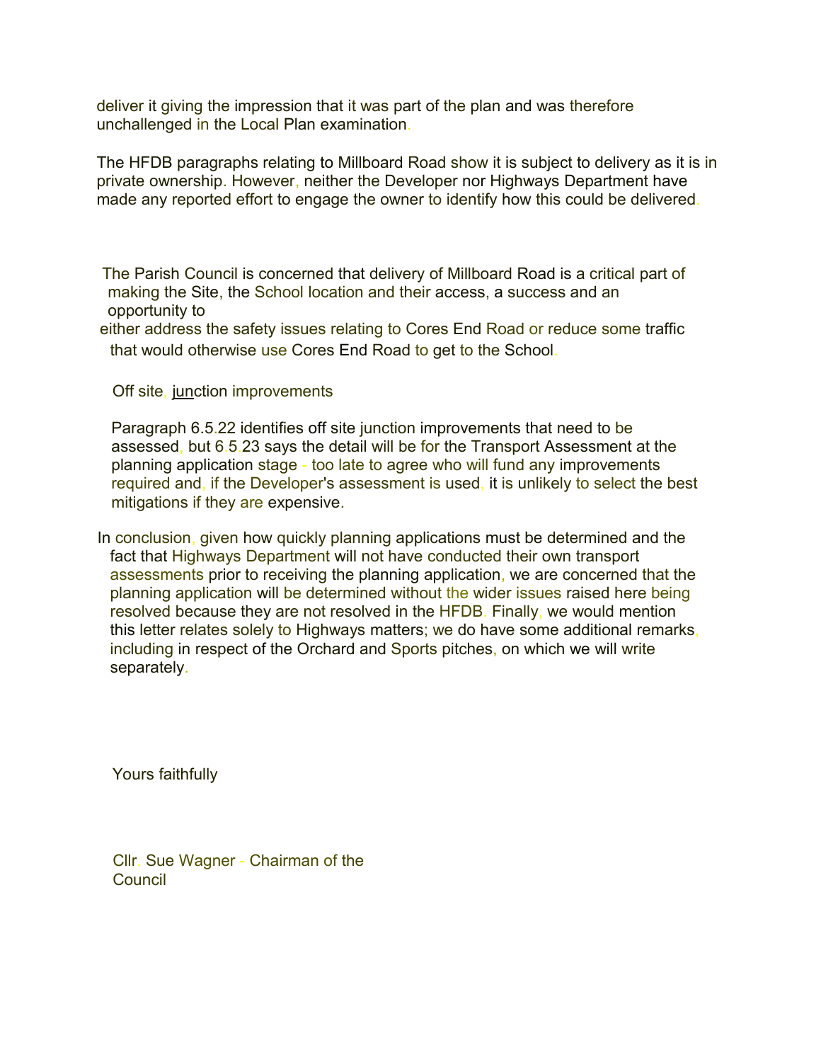deliver it giving the impression that it was part of the plan and was therefore unchallenged in the Local Plan examination.

The HFDB paragraphs relating to Millboard Road show it is subject to delivery as it is in private ownership. However, neither the Developer nor Highways Department have made any reported effort to engage the owner to identify how this could be delivered.

The Parish Council is concerned that delivery of Millboard Road is a critical part of making the Site, the School location and their access, a success and an opportunity to either address the safety issues relating to Cores End Road or reduce some traffic that would otherwise use Cores End Road to get to the School.

Off site, junction improvements

Paragraph 6.5.22 identifies off site junction improvements that need to be assessed, but 6.5.23 says the detail will be for the Transport Assessment at the planning application stage - too late to agree who will fund any improvements required and, if the Developer's assessment is used, it is unlikely to select the best mitigations if they are expensive.

In conclusion, given how quickly planning applications must be determined and the fact that Highways Department will not have conducted their own transport assessments prior to receiving the planning application, we are concerned that the planning application will be determined without the wider issues raised here being resolved because they are not resolved in the HFDB. Finally, we would mention this letter relates solely to Highways matters; we do have some additional remarks, including in respect of the Orchard and Sports pitches, on which we will write separately.

Yours faithfully

Cllr. Sue Wagner - Chairman of the Council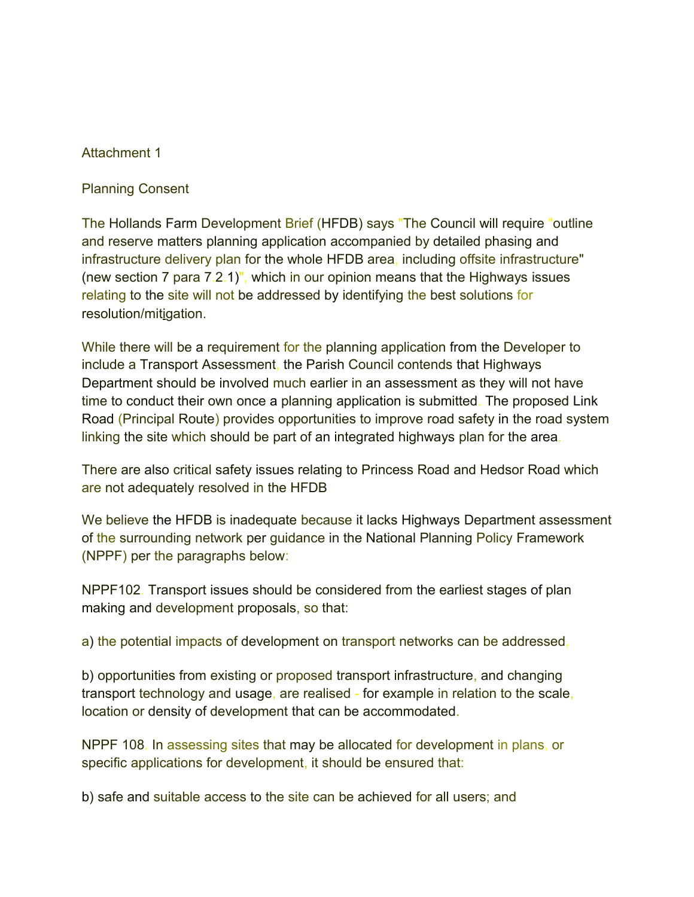Attachment 1

Planning Consent

The Hollands Farm Development Brief (HFDB) says "The Council will require "outline and reserve matters planning application accompanied by detailed phasing and infrastructure delivery plan for the whole HFDB area, including offsite infrastructure" (new section 7 para 7.2.1)", which in our opinion means that the Highways issues relating to the site will not be addressed by identifying the best solutions for resolution/mitigation.

While there will be a requirement for the planning application from the Developer to include a Transport Assessment, the Parish Council contends that Highways Department should be involved much earlier in an assessment as they will not have time to conduct their own once a planning application is submitted. The proposed Link Road (Principal Route) provides opportunities to improve road safety in the road system linking the site which should be part of an integrated highways plan for the area.

There are also critical safety issues relating to Princess Road and Hedsor Road which are not adequately resolved in the HFDB

We believe the HFDB is inadequate because it lacks Highways Department assessment of the surrounding network per guidance in the National Planning Policy Framework (NPPF) per the paragraphs below:

NPPF102. Transport issues should be considered from the earliest stages of plan making and development proposals, so that:

a) the potential impacts of development on transport networks can be addressed,

b) opportunities from existing or proposed transport infrastructure, and changing transport technology and usage, are realised - for example in relation to the scale, location or density of development that can be accommodated.

NPPF 108. In assessing sites that may be allocated for development in plans, or specific applications for development, it should be ensured that:

b) safe and suitable access to the site can be achieved for all users; and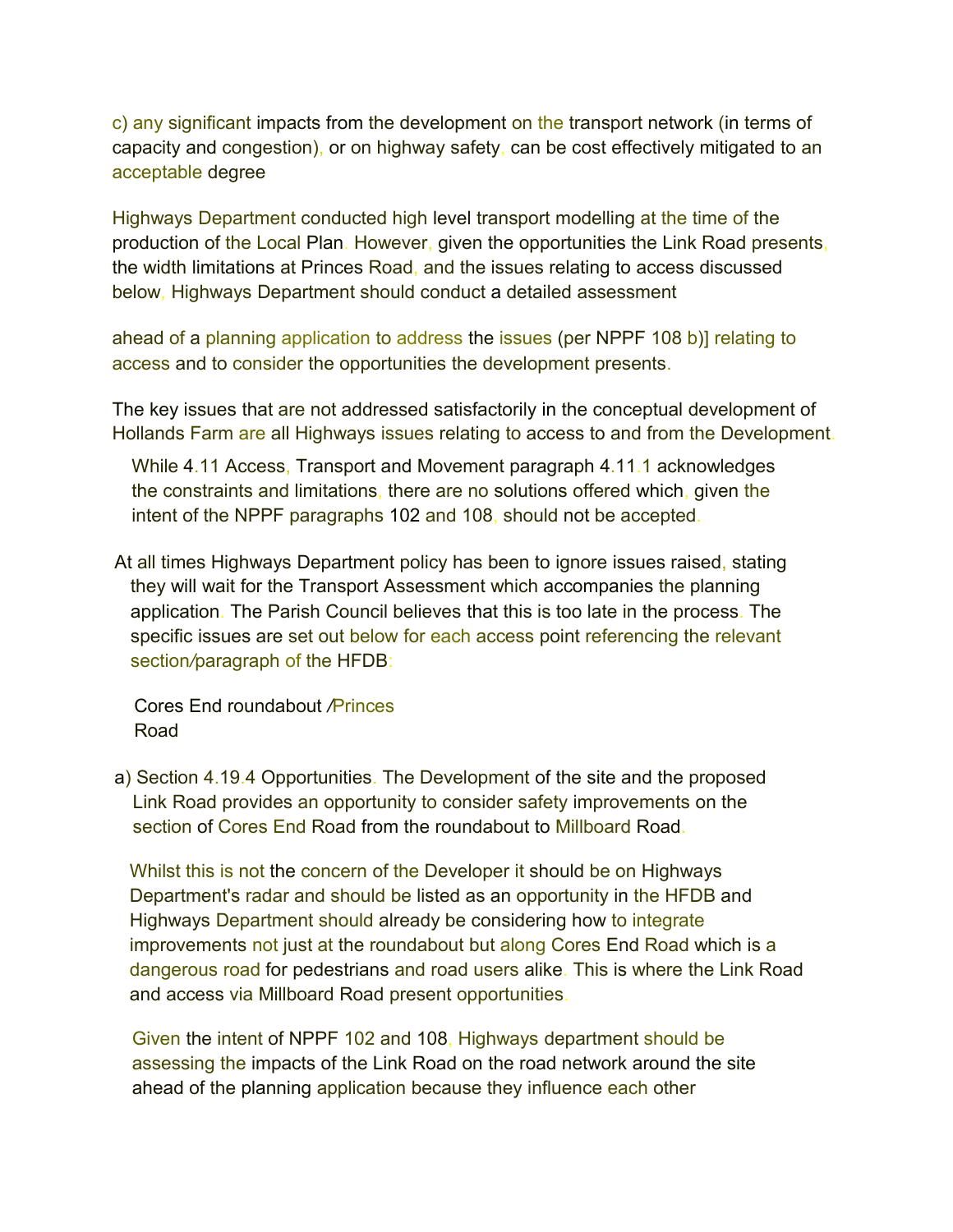c) any significant impacts from the development on the transport network (in terms of capacity and congestion), or on highway safety, can be cost effectively mitigated to an acceptable degree

Highways Department conducted high level transport modelling at the time of the production of the Local Plan. However, given the opportunities the Link Road presents, the width limitations at Princes Road, and the issues relating to access discussed below, Highways Department should conduct a detailed assessment

ahead of a planning application to address the issues (per NPPF 108 b)] relating to access and to consider the opportunities the development presents.

The key issues that are not addressed satisfactorily in the conceptual development of Hollands Farm are all Highways issues relating to access to and from the Development.

While 4.11 Access, Transport and Movement paragraph 4.11.1 acknowledges the constraints and limitations, there are no solutions offered which, given the intent of the NPPF paragraphs 102 and 108, should not be accepted.

At all times Highways Department policy has been to ignore issues raised, stating they will wait for the Transport Assessment which accompanies the planning application. The Parish Council believes that this is too late in the process. The specific issues are set out below for each access point referencing the relevant section/paragraph of the HFDB:

Cores End roundabout /Princes Road

a) Section 4.19.4 Opportunities. The Development of the site and the proposed Link Road provides an opportunity to consider safety improvements on the section of Cores End Road from the roundabout to Millboard Road.

Whilst this is not the concern of the Developer it should be on Highways Department's radar and should be listed as an opportunity in the HFDB and Highways Department should already be considering how to integrate improvements not just at the roundabout but along Cores End Road which is a dangerous road for pedestrians and road users alike. This is where the Link Road and access via Millboard Road present opportunities.

Given the intent of NPPF 102 and 108, Highways department should be assessing the impacts of the Link Road on the road network around the site ahead of the planning application because they influence each other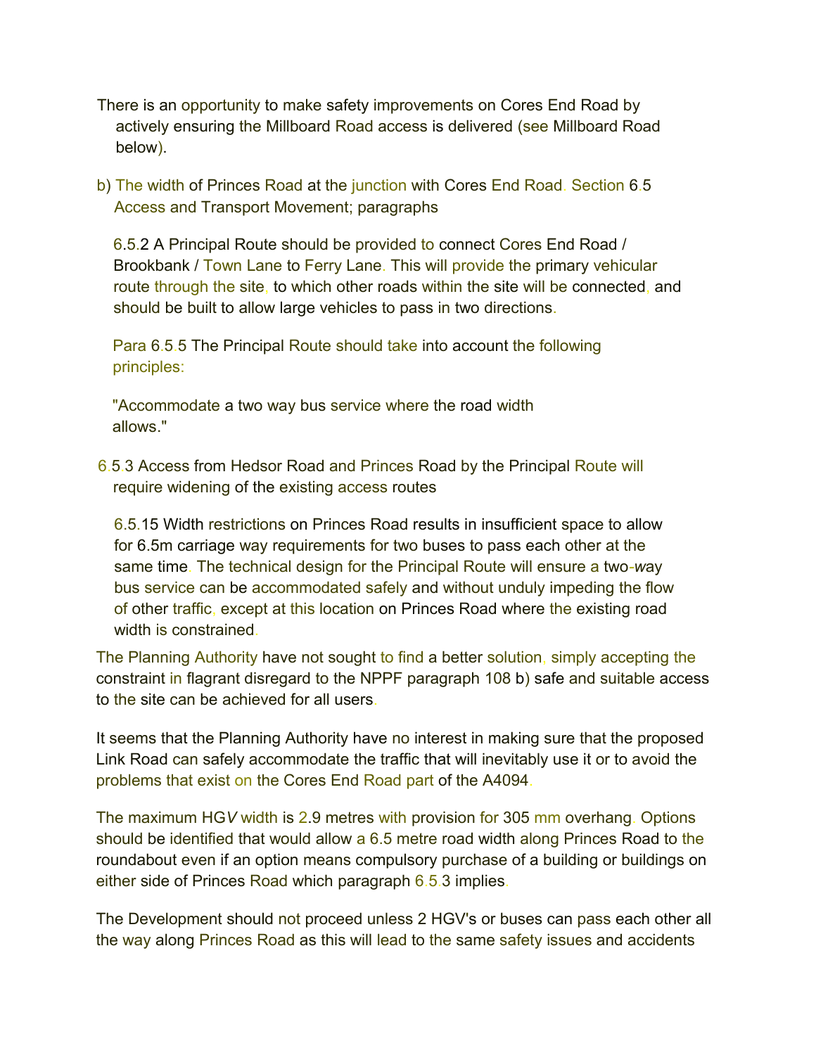There is an opportunity to make safety improvements on Cores End Road by actively ensuring the Millboard Road access is delivered (see Millboard Road below).

b) The width of Princes Road at the junction with Cores End Road. Section 6.5 Access and Transport Movement; paragraphs

6.5.2 A Principal Route should be provided to connect Cores End Road / Brookbank / Town Lane to Ferry Lane. This will provide the primary vehicular route through the site, to which other roads within the site will be connected, and should be built to allow large vehicles to pass in two directions.

Para 6.5.5 The Principal Route should take into account the following principles:

"Accommodate a two way bus service where the road width allows."

6.5.3 Access from Hedsor Road and Princes Road by the Principal Route will require widening of the existing access routes

6.5.15 Width restrictions on Princes Road results in insufficient space to allow for 6.5m carriage way requirements for two buses to pass each other at the same time. The technical design for the Principal Route will ensure a two-way bus service can be accommodated safely and without unduly impeding the flow of other traffic, except at this location on Princes Road where the existing road width is constrained.

The Planning Authority have not sought to find a better solution, simply accepting the constraint in flagrant disregard to the NPPF paragraph 108 b) safe and suitable access to the site can be achieved for all users.

It seems that the Planning Authority have no interest in making sure that the proposed Link Road can safely accommodate the traffic that will inevitably use it or to avoid the problems that exist on the Cores End Road part of the A4094.

The maximum HGV width is 2.9 metres with provision for 305 mm overhang. Options should be identified that would allow a 6.5 metre road width along Princes Road to the roundabout even if an option means compulsory purchase of a building or buildings on either side of Princes Road which paragraph 6.5.3 implies.

The Development should not proceed unless 2 HGV's or buses can pass each other all the way along Princes Road as this will lead to the same safety issues and accidents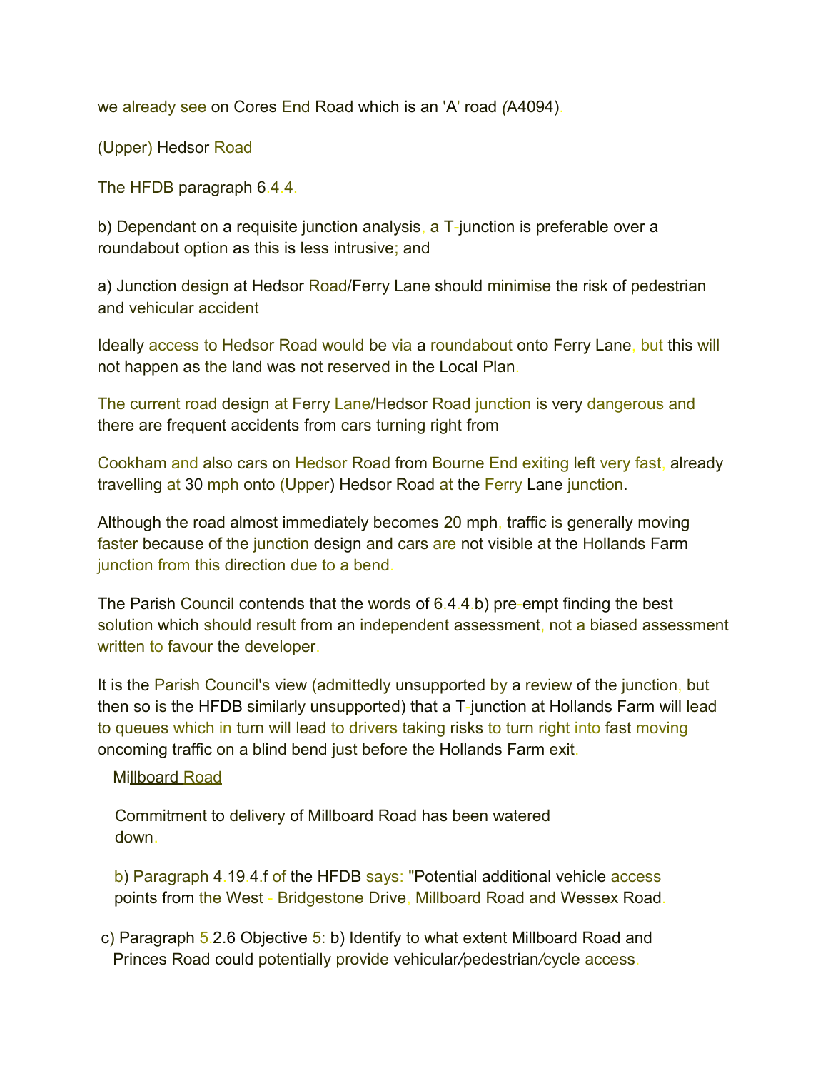we already see on Cores End Road which is an 'A' road (A4094).

(Upper) Hedsor Road

The HFDB paragraph 6.4.4.

b) Dependant on a requisite junction analysis, a T-junction is preferable over a roundabout option as this is less intrusive; and

a) Junction design at Hedsor Road/Ferry Lane should minimise the risk of pedestrian and vehicular accident

Ideally access to Hedsor Road would be via a roundabout onto Ferry Lane, but this will not happen as the land was not reserved in the Local Plan.

The current road design at Ferry Lane/Hedsor Road junction is very dangerous and there are frequent accidents from cars turning right from

Cookham and also cars on Hedsor Road from Bourne End exiting left very fast, already travelling at 30 mph onto (Upper) Hedsor Road at the Ferry Lane junction.

Although the road almost immediately becomes 20 mph, traffic is generally moving faster because of the junction design and cars are not visible at the Hollands Farm junction from this direction due to a bend.

The Parish Council contends that the words of 6.4.4.b) pre-empt finding the best solution which should result from an independent assessment, not a biased assessment written to favour the developer.

It is the Parish Council's view (admittedly unsupported by a review of the junction, but then so is the HFDB similarly unsupported) that a T-junction at Hollands Farm will lead to queues which in turn will lead to drivers taking risks to turn right into fast moving oncoming traffic on a blind bend just before the Hollands Farm exit.

Millboard Road

Commitment to delivery of Millboard Road has been watered down.

b) Paragraph 4.19.4.f of the HFDB says: "Potential additional vehicle access points from the West - Bridgestone Drive, Millboard Road and Wessex Road.

c) Paragraph 5.2.6 Objective 5: b) Identify to what extent Millboard Road and Princes Road could potentially provide vehicular/pedestrian/cycle access.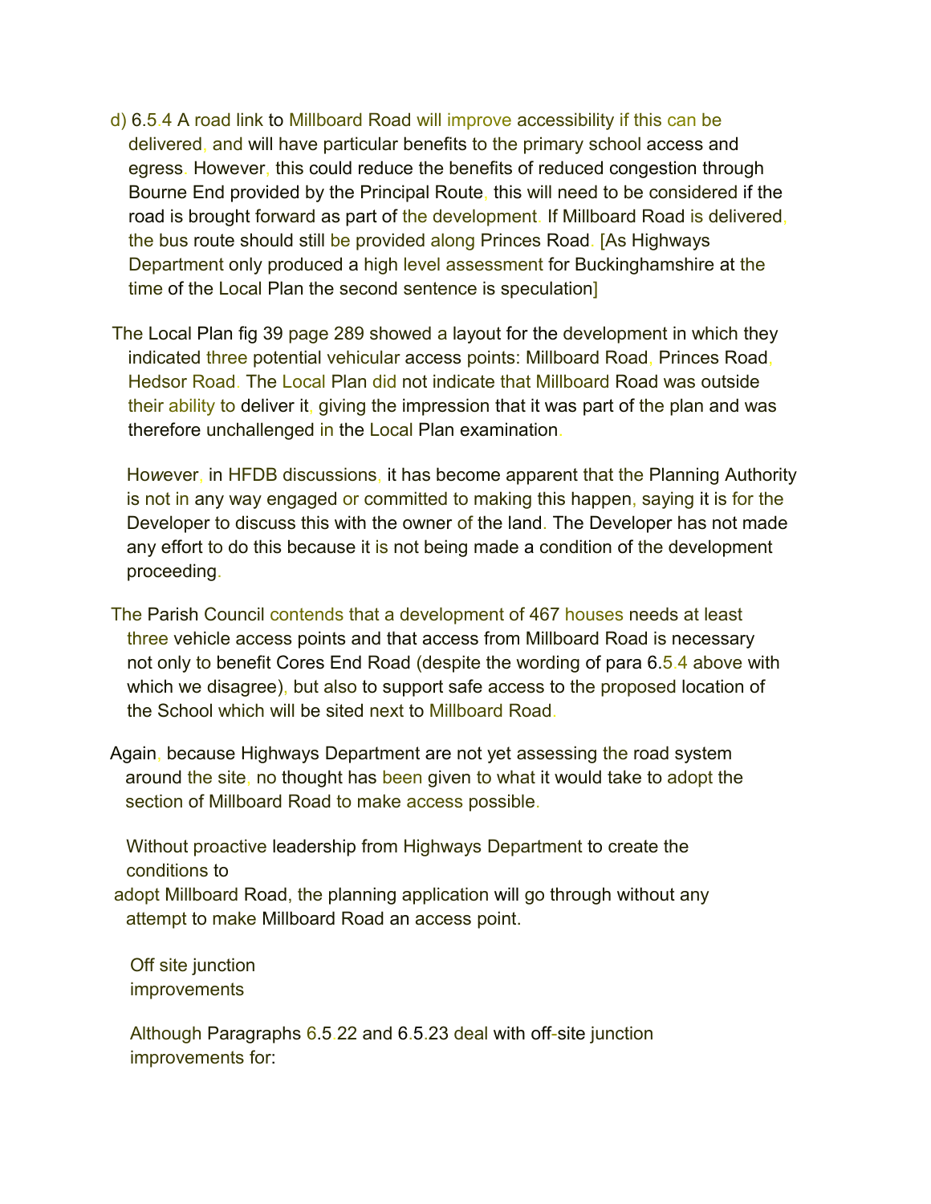d) 6.5.4 A road link to Millboard Road will improve accessibility if this can be delivered, and will have particular benefits to the primary school access and egress. However, this could reduce the benefits of reduced congestion through Bourne End provided by the Principal Route, this will need to be considered if the road is brought forward as part of the development. If Millboard Road is delivered, the bus route should still be provided along Princes Road. [As Highways Department only produced a high level assessment for Buckinghamshire at the time of the Local Plan the second sentence is speculation]

The Local Plan fig 39 page 289 showed a layout for the development in which they indicated three potential vehicular access points: Millboard Road, Princes Road, Hedsor Road. The Local Plan did not indicate that Millboard Road was outside their ability to deliver it, giving the impression that it was part of the plan and was therefore unchallenged in the Local Plan examination.

However, in HFDB discussions, it has become apparent that the Planning Authority is not in any way engaged or committed to making this happen, saying it is for the Developer to discuss this with the owner of the land. The Developer has not made any effort to do this because it is not being made a condition of the development proceeding.

The Parish Council contends that a development of 467 houses needs at least three vehicle access points and that access from Millboard Road is necessary not only to benefit Cores End Road (despite the wording of para 6.5.4 above with which we disagree), but also to support safe access to the proposed location of the School which will be sited next to Millboard Road.

Again, because Highways Department are not yet assessing the road system around the site, no thought has been given to what it would take to adopt the section of Millboard Road to make access possible.

Without proactive leadership from Highways Department to create the conditions to adopt Millboard Road, the planning application will go through without any attempt to make Millboard Road an access point.

Off site junction improvements

Although Paragraphs 6.5.22 and 6.5.23 deal with off-site junction improvements for: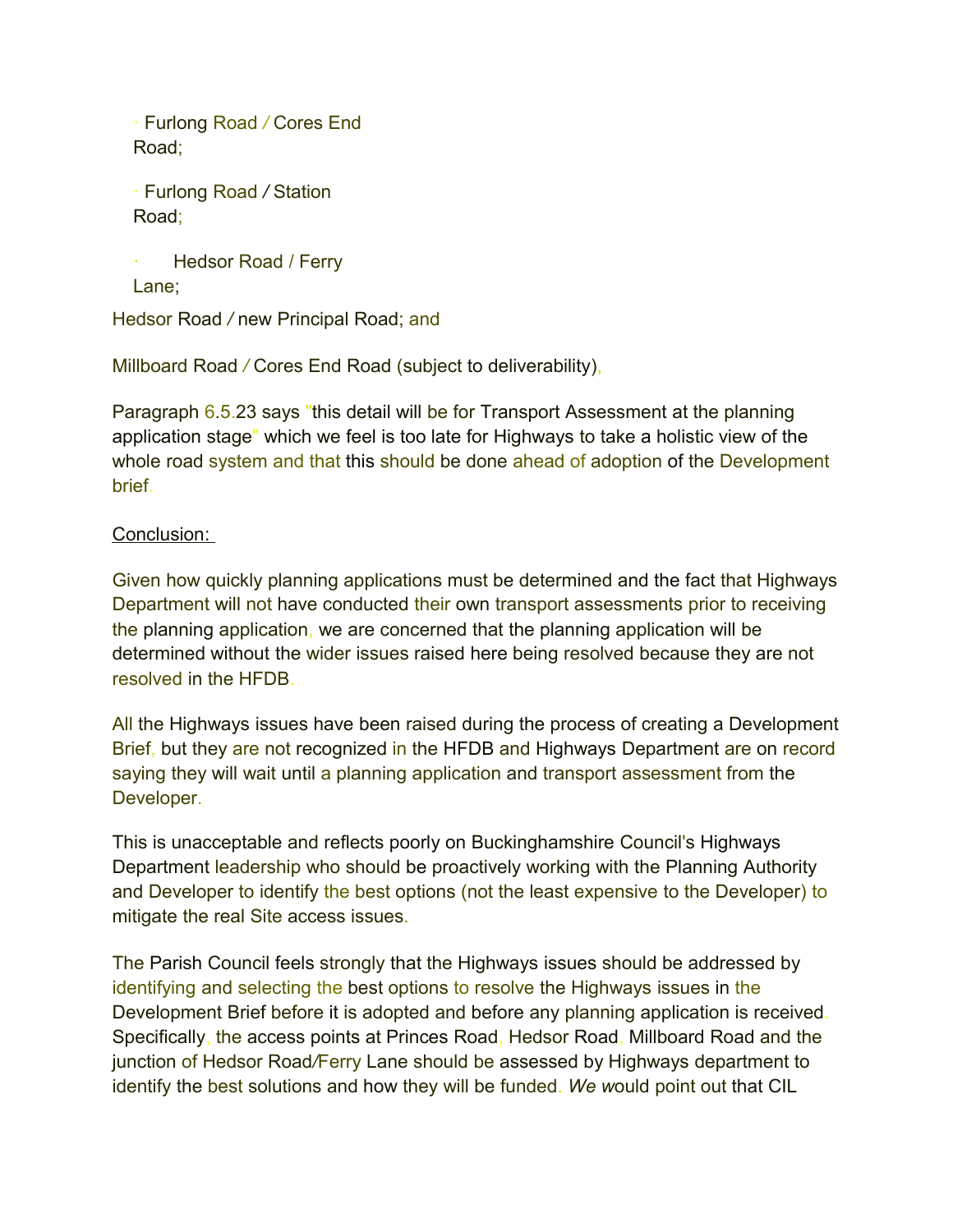- Furlong Road / Cores End Road;
- Furlong Road / Station Road;
- Hedsor Road / Ferry Lane;

Hedsor Road / new Principal Road; and

Millboard Road / Cores End Road (subject to deliverability),

Paragraph 6.5.23 says "this detail will be for Transport Assessment at the planning application stage" which we feel is too late for Highways to take a holistic view of the whole road system and that this should be done ahead of adoption of the Development brief.

Conclusion:

Given how quickly planning applications must be determined and the fact that Highways Department will not have conducted their own transport assessments prior to receiving the planning application, we are concerned that the planning application will be determined without the wider issues raised here being resolved because they are not resolved in the HFDB.

All the Highways issues have been raised during the process of creating a Development Brief, but they are not recognized in the HFDB and Highways Department are on record saying they will wait until a planning application and transport assessment from the Developer.

This is unacceptable and reflects poorly on Buckinghamshire Council's Highways Department leadership who should be proactively working with the Planning Authority and Developer to identify the best options (not the least expensive to the Developer) to mitigate the real Site access issues.

The Parish Council feels strongly that the Highways issues should be addressed by identifying and selecting the best options to resolve the Highways issues in the Development Brief before it is adopted and before any planning application is received. Specifically, the access points at Princes Road, Hedsor Road, Millboard Road and the junction of Hedsor Road/Ferry Lane should be assessed by Highways department to identify the best solutions and how they will be funded. *We w*ould point out that CIL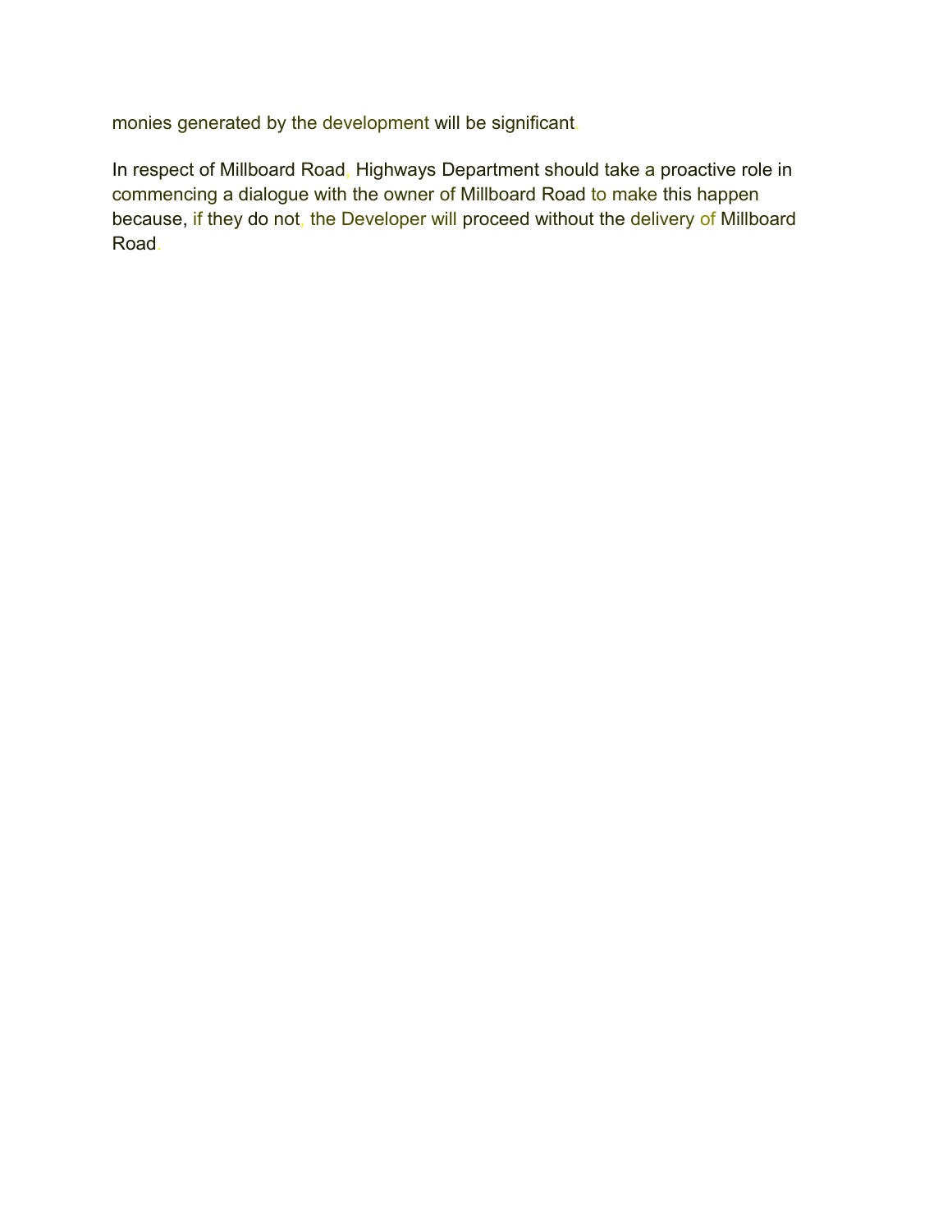monies generated by the development will be significant.

In respect of Millboard Road, Highways Department should take a proactive role in commencing a dialogue with the owner of Millboard Road to make this happen because, if they do not, the Developer will proceed without the delivery of Millboard Road.